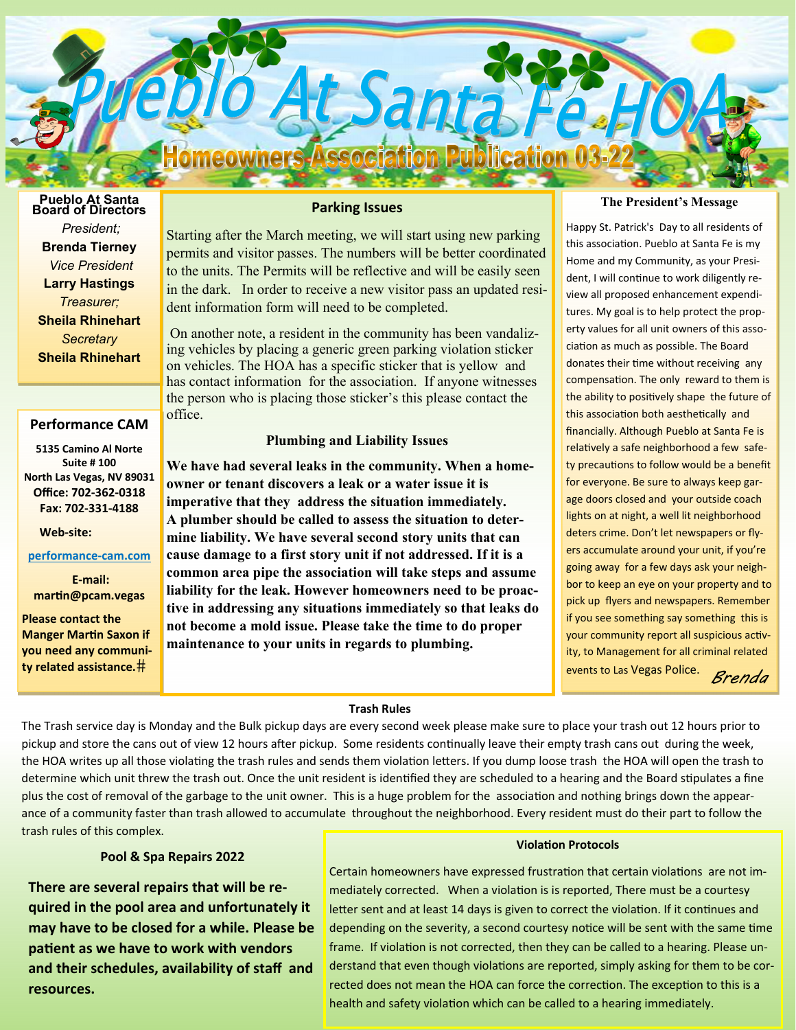# Pueblo At Santa Fe HOA

## Homeowners Association Publication 03-22

**Pueblo At Santa Board of Directors**

*President;*
**Brenda Tierney**
*Vice President*
**Larry Hastings**
*Treasurer;*
**Sheila Rhinehart**
*Secretary*
**Sheila Rhinehart**

**Performance CAM**

**5135 Camino Al Norte**
**Suite # 100**
**North Las Vegas, NV 89031**
**Office: 702-362-0318**
**Fax: 702-331-4188**

**Web-site:**

**performance-cam.com**

**E-mail:**
**martin@pcam.vegas**

**Please contact the Manger Martin Saxon if you need any community related assistance.#**

### Parking Issues

Starting after the March meeting, we will start using new parking permits and visitor passes. The numbers will be better coordinated to the units. The Permits will be reflective and will be easily seen in the dark. In order to receive a new visitor pass an updated resident information form will need to be completed.

On another note, a resident in the community has been vandalizing vehicles by placing a generic green parking violation sticker on vehicles. The HOA has a specific sticker that is yellow and has contact information for the association. If anyone witnesses the person who is placing those sticker's this please contact the office.

### Plumbing and Liability Issues

**We have had several leaks in the community. When a homeowner or tenant discovers a leak or a water issue it is imperative that they address the situation immediately. A plumber should be called to assess the situation to determine liability. We have several second story units that can cause damage to a first story unit if not addressed. If it is a common area pipe the association will take steps and assume liability for the leak. However homeowners need to be proactive in addressing any situations immediately so that leaks do not become a mold issue. Please take the time to do proper maintenance to your units in regards to plumbing.**

### The President's Message

Happy St. Patrick's Day to all residents of this association. Pueblo at Santa Fe is my Home and my Community, as your President, I will continue to work diligently review all proposed enhancement expenditures. My goal is to help protect the property values for all unit owners of this association as much as possible. The Board donates their time without receiving any compensation. The only reward to them is the ability to positively shape the future of this association both aesthetically and financially. Although Pueblo at Santa Fe is relatively a safe neighborhood a few safety precautions to follow would be a benefit for everyone. Be sure to always keep garage doors closed and your outside coach lights on at night, a well lit neighborhood deters crime. Don't let newspapers or flyers accumulate around your unit, if you're going away for a few days ask your neighbor to keep an eye on your property and to pick up flyers and newspapers. Remember if you see something say something this is your community report all suspicious activity, to Management for all criminal related events to Las Vegas Police.

*Brenda*

### Trash Rules

The Trash service day is Monday and the Bulk pickup days are every second week please make sure to place your trash out 12 hours prior to pickup and store the cans out of view 12 hours after pickup. Some residents continually leave their empty trash cans out during the week, the HOA writes up all those violating the trash rules and sends them violation letters. If you dump loose trash the HOA will open the trash to determine which unit threw the trash out. Once the unit resident is identified they are scheduled to a hearing and the Board stipulates a fine plus the cost of removal of the garbage to the unit owner. This is a huge problem for the association and nothing brings down the appearance of a community faster than trash allowed to accumulate throughout the neighborhood. Every resident must do their part to follow the trash rules of this complex.

### Pool & Spa Repairs 2022

**There are several repairs that will be required in the pool area and unfortunately it may have to be closed for a while. Please be patient as we have to work with vendors and their schedules, availability of staff and resources.**

### Violation Protocols

Certain homeowners have expressed frustration that certain violations are not immediately corrected. When a violation is is reported, There must be a courtesy letter sent and at least 14 days is given to correct the violation. If it continues and depending on the severity, a second courtesy notice will be sent with the same time frame. If violation is not corrected, then they can be called to a hearing. Please understand that even though violations are reported, simply asking for them to be corrected does not mean the HOA can force the correction. The exception to this is a health and safety violation which can be called to a hearing immediately.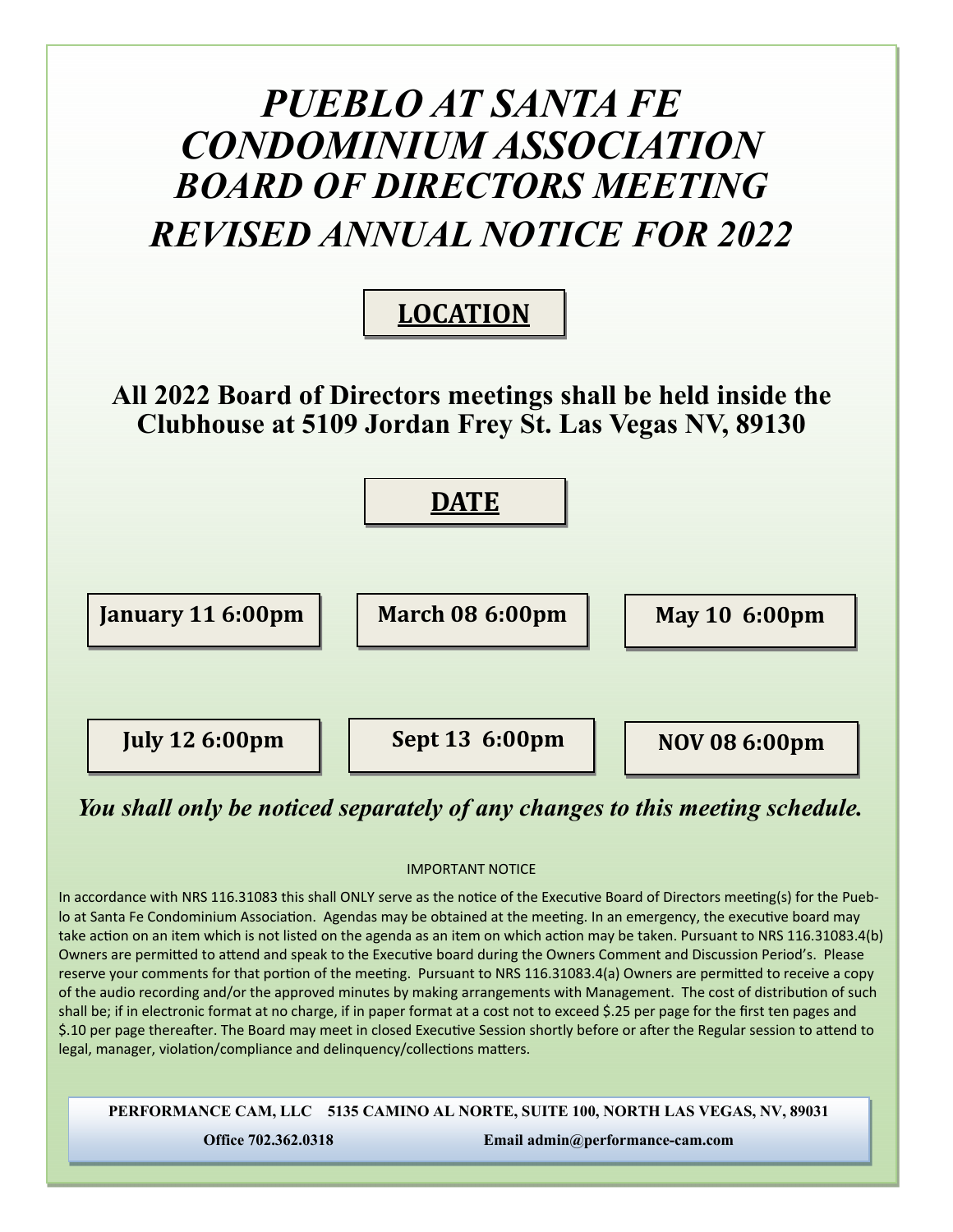# *PUEBLO AT SANTA FE CONDOMINIUM ASSOCIATION*

## *BOARD OF DIRECTORS MEETING*

## *REVISED ANNUAL NOTICE FOR 2022*

### LOCATION

**All 2022 Board of Directors meetings shall be held inside the Clubhouse at 5109 Jordan Frey St. Las Vegas NV, 89130**

### DATE

| | | |
|---|---|---|
| **January 11 6:00pm** | **March 08 6:00pm** | **May 10 6:00pm** |
| **July 12 6:00pm** | **Sept 13 6:00pm** | **NOV 08 6:00pm** |

***You shall only be noticed separately of any changes to this meeting schedule.***

IMPORTANT NOTICE

In accordance with NRS 116.31083 this shall ONLY serve as the notice of the Executive Board of Directors meeting(s) for the Pueblo at Santa Fe Condominium Association. Agendas may be obtained at the meeting. In an emergency, the executive board may take action on an item which is not listed on the agenda as an item on which action may be taken. Pursuant to NRS 116.31083.4(b) Owners are permitted to attend and speak to the Executive board during the Owners Comment and Discussion Period's. Please reserve your comments for that portion of the meeting. Pursuant to NRS 116.31083.4(a) Owners are permitted to receive a copy of the audio recording and/or the approved minutes by making arrangements with Management. The cost of distribution of such shall be; if in electronic format at no charge, if in paper format at a cost not to exceed $.25 per page for the first ten pages and $.10 per page thereafter. The Board may meet in closed Executive Session shortly before or after the Regular session to attend to legal, manager, violation/compliance and delinquency/collections matters.

**PERFORMANCE CAM, LLC 5135 CAMINO AL NORTE, SUITE 100, NORTH LAS VEGAS, NV, 89031**

**Office 702.362.0318** **Email admin@performance-cam.com**